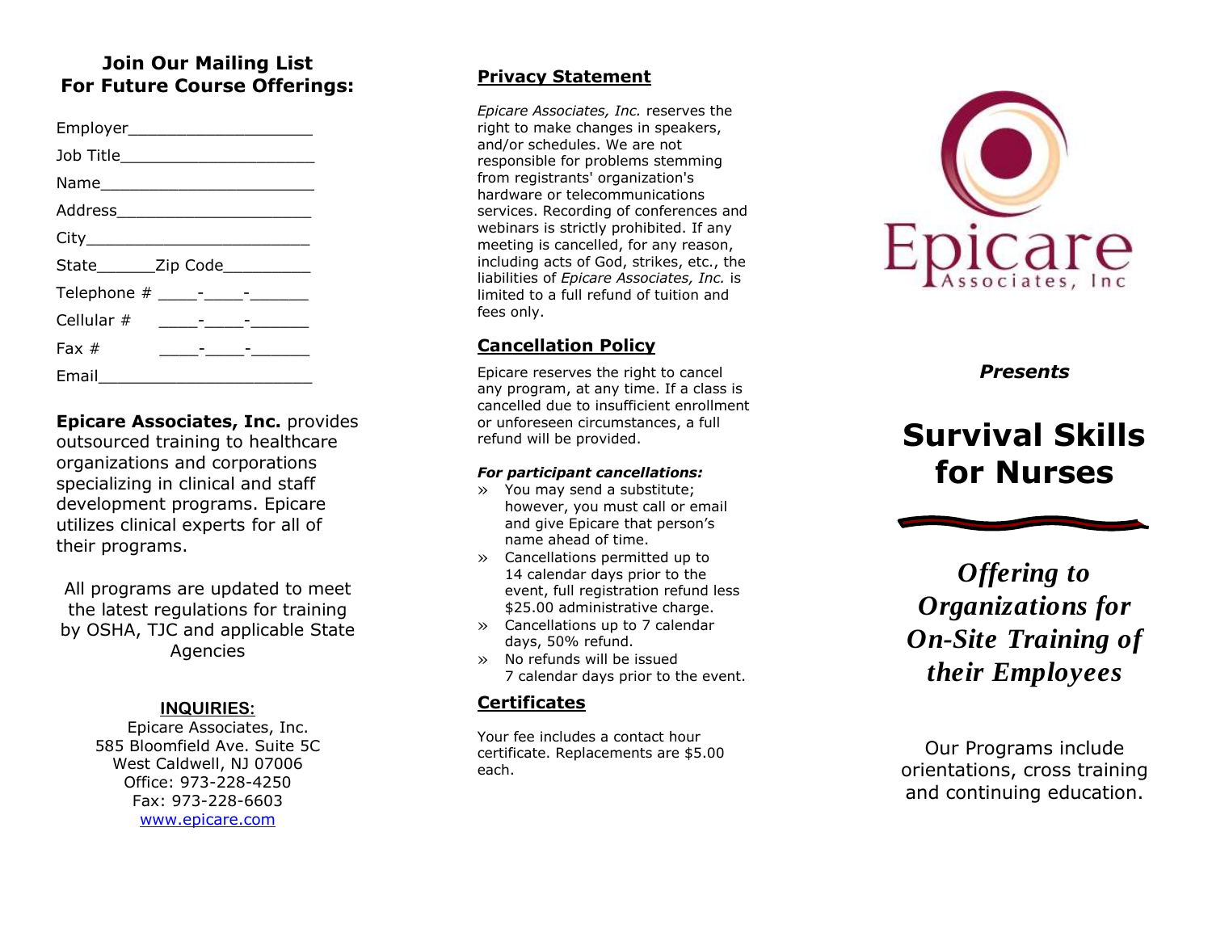## Join Our Mailing List For Future Course Offerings:

Employer____________________

Job Title_____________________

Name_______________________

Address_____________________

City________________________

State______Zip Code_________

Telephone # ____-____-______

Cellular # ____-____-______

Fax # ____-____-______

Email_______________________

**Epicare Associates, Inc.** provides outsourced training to healthcare organizations and corporations specializing in clinical and staff development programs. Epicare utilizes clinical experts for all of their programs.

All programs are updated to meet the latest regulations for training by OSHA, TJC and applicable State Agencies

**INQUIRIES:**

Epicare Associates, Inc.
585 Bloomfield Ave. Suite 5C
West Caldwell, NJ 07006
Office: 973-228-4250
Fax: 973-228-6603
www.epicare.com

## Privacy Statement

*Epicare Associates, Inc.* reserves the right to make changes in speakers, and/or schedules. We are not responsible for problems stemming from registrants' organization's hardware or telecommunications services. Recording of conferences and webinars is strictly prohibited. If any meeting is cancelled, for any reason, including acts of God, strikes, etc., the liabilities of *Epicare Associates, Inc.* is limited to a full refund of tuition and fees only.

## Cancellation Policy

Epicare reserves the right to cancel any program, at any time. If a class is cancelled due to insufficient enrollment or unforeseen circumstances, a full refund will be provided.

***For participant cancellations:***

- You may send a substitute; however, you must call or email and give Epicare that person's name ahead of time.
- Cancellations permitted up to 14 calendar days prior to the event, full registration refund less $25.00 administrative charge.
- Cancellations up to 7 calendar days, 50% refund.
- No refunds will be issued 7 calendar days prior to the event.

## Certificates

Your fee includes a contact hour certificate. Replacements are $5.00 each.

Epicare
Associates, Inc

***Presents***

# Survival Skills for Nurses

***Offering to Organizations for On-Site Training of their Employees***

Our Programs include orientations, cross training and continuing education.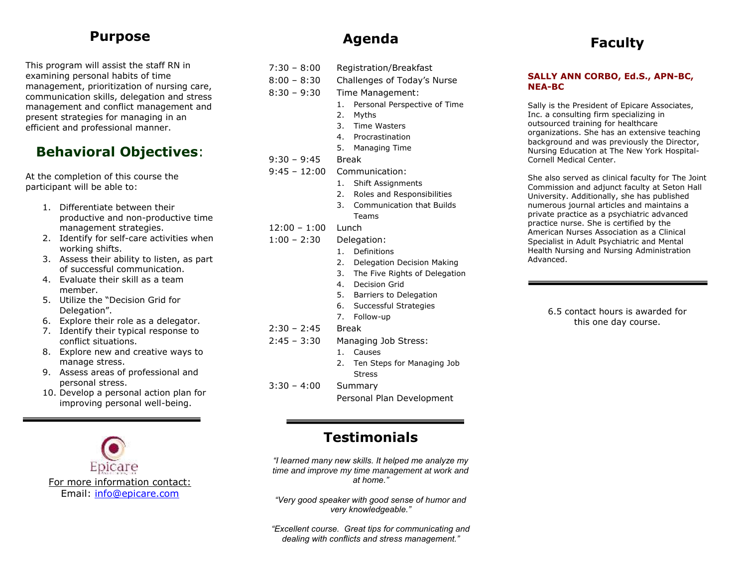## Purpose

This program will assist the staff RN in examining personal habits of time management, prioritization of nursing care, communication skills, delegation and stress management and conflict management and present strategies for managing in an efficient and professional manner.

## Behavioral Objectives:

At the completion of this course the participant will be able to:

1. Differentiate between their productive and non-productive time management strategies.
2. Identify for self-care activities when working shifts.
3. Assess their ability to listen, as part of successful communication.
4. Evaluate their skill as a team member.
5. Utilize the "Decision Grid for Delegation".
6. Explore their role as a delegator.
7. Identify their typical response to conflict situations.
8. Explore new and creative ways to manage stress.
9. Assess areas of professional and personal stress.
10. Develop a personal action plan for improving personal well-being.

Epicare

For more information contact:
Email: info@epicare.com

## Agenda

| | |
|---|---|
| 7:30 – 8:00 | Registration/Breakfast |
| 8:00 – 8:30 | Challenges of Today's Nurse |
| 8:30 – 9:30 | Time Management:<br>1. Personal Perspective of Time<br>2. Myths<br>3. Time Wasters<br>4. Procrastination<br>5. Managing Time |
| 9:30 – 9:45 | Break |
| 9:45 – 12:00 | Communication:<br>1. Shift Assignments<br>2. Roles and Responsibilities<br>3. Communication that Builds Teams |
| 12:00 – 1:00 | Lunch |
| 1:00 – 2:30 | Delegation:<br>1. Definitions<br>2. Delegation Decision Making<br>3. The Five Rights of Delegation<br>4. Decision Grid<br>5. Barriers to Delegation<br>6. Successful Strategies<br>7. Follow-up |
| 2:30 – 2:45 | Break |
| 2:45 – 3:30 | Managing Job Stress:<br>1. Causes<br>2. Ten Steps for Managing Job Stress |
| 3:30 – 4:00 | Summary<br>Personal Plan Development |

## Testimonials

*"I learned many new skills. It helped me analyze my time and improve my time management at work and at home."*

*"Very good speaker with good sense of humor and very knowledgeable."*

*"Excellent course. Great tips for communicating and dealing with conflicts and stress management."*

## Faculty

**SALLY ANN CORBO, Ed.S., APN-BC, NEA-BC**

Sally is the President of Epicare Associates, Inc. a consulting firm specializing in outsourced training for healthcare organizations. She has an extensive teaching background and was previously the Director, Nursing Education at The New York Hospital-Cornell Medical Center.

She also served as clinical faculty for The Joint Commission and adjunct faculty at Seton Hall University. Additionally, she has published numerous journal articles and maintains a private practice as a psychiatric advanced practice nurse. She is certified by the American Nurses Association as a Clinical Specialist in Adult Psychiatric and Mental Health Nursing and Nursing Administration Advanced.

6.5 contact hours is awarded for this one day course.